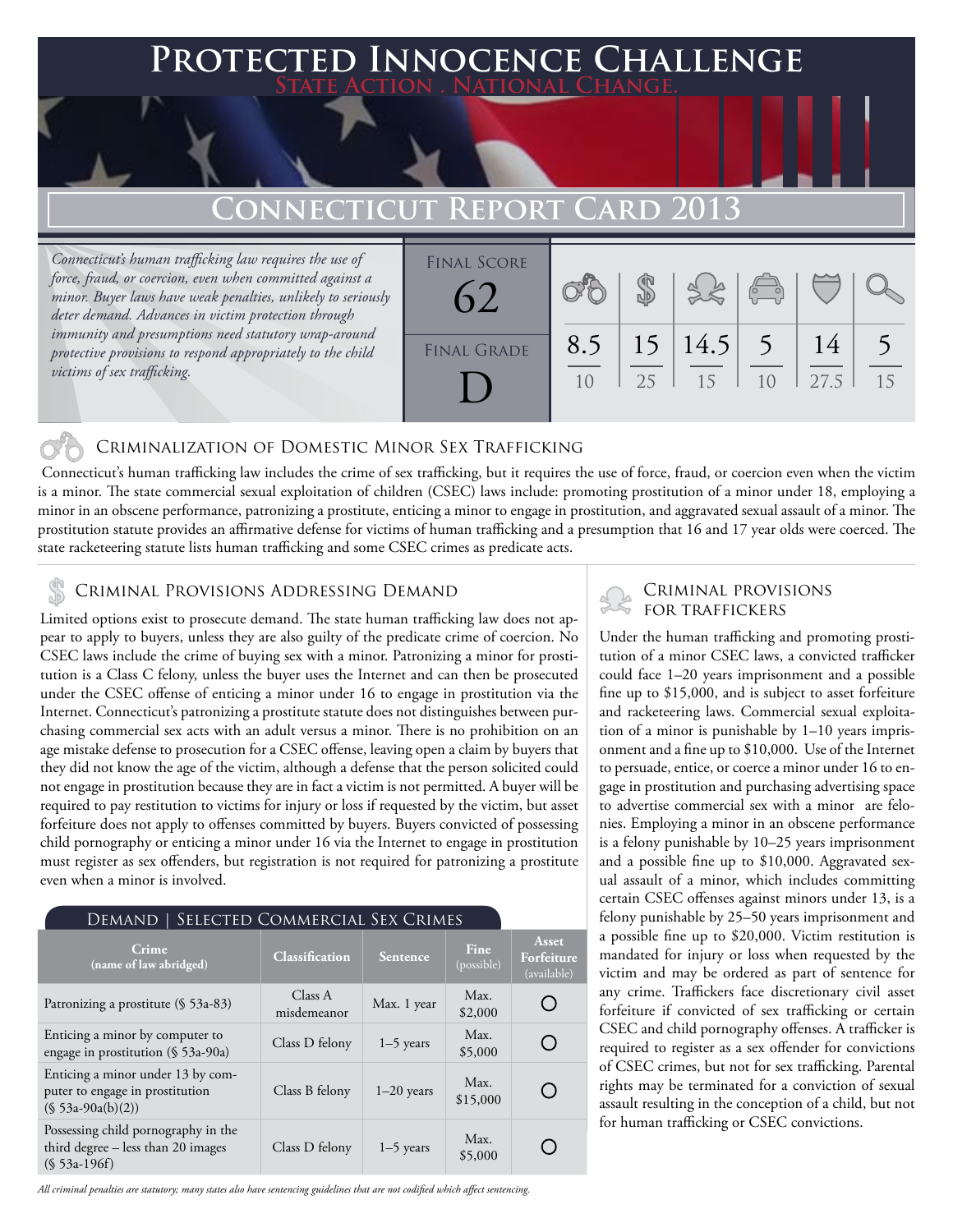# Protected Innocence Challenge

State Action . National Change.

## Connecticut Report Card 2013

*Connecticut's human trafficking law requires the use of force, fraud, or coercion, even when committed against a minor. Buyer laws have weak penalties, unlikely to seriously deter demand. Advances in victim protection through immunity and presumptions need statutory wrap-around protective provisions to respond appropriately to the child victims of sex trafficking.*

| Final Score | | | | | | |
|---|---|---|---|---|---|---|
| 62 | 8.5 / 10 | 15 / 25 | 14.5 / 15 | 5 / 10 | 14 / 27.5 | 5 / 15 |
| **Final Grade** D | | | | | | |

### Criminalization of Domestic Minor Sex Trafficking

Connecticut's human trafficking law includes the crime of sex trafficking, but it requires the use of force, fraud, or coercion even when the victim is a minor. The state commercial sexual exploitation of children (CSEC) laws include: promoting prostitution of a minor under 18, employing a minor in an obscene performance, patronizing a prostitute, enticing a minor to engage in prostitution, and aggravated sexual assault of a minor. The prostitution statute provides an affirmative defense for victims of human trafficking and a presumption that 16 and 17 year olds were coerced. The state racketeering statute lists human trafficking and some CSEC crimes as predicate acts.

### Criminal Provisions Addressing Demand

Limited options exist to prosecute demand. The state human trafficking law does not appear to apply to buyers, unless they are also guilty of the predicate crime of coercion. No CSEC laws include the crime of buying sex with a minor. Patronizing a minor for prostitution is a Class C felony, unless the buyer uses the Internet and can then be prosecuted under the CSEC offense of enticing a minor under 16 to engage in prostitution via the Internet. Connecticut's patronizing a prostitute statute does not distinguishes between purchasing commercial sex acts with an adult versus a minor. There is no prohibition on an age mistake defense to prosecution for a CSEC offense, leaving open a claim by buyers that they did not know the age of the victim, although a defense that the person solicited could not engage in prostitution because they are in fact a victim is not permitted. A buyer will be required to pay restitution to victims for injury or loss if requested by the victim, but asset forfeiture does not apply to offenses committed by buyers. Buyers convicted of possessing child pornography or enticing a minor under 16 via the Internet to engage in prostitution must register as sex offenders, but registration is not required for patronizing a prostitute even when a minor is involved.

#### Demand | Selected Commercial Sex Crimes

| Crime (name of law abridged) | Classification | Sentence | Fine (possible) | Asset Forfeiture (available) |
|---|---|---|---|---|
| Patronizing a prostitute (§ 53a-83) | Class A misdemeanor | Max. 1 year | Max. $2,000 | ○ |
| Enticing a minor by computer to engage in prostitution (§ 53a-90a) | Class D felony | 1–5 years | Max. $5,000 | ○ |
| Enticing a minor under 13 by computer to engage in prostitution (§ 53a-90a(b)(2)) | Class B felony | 1–20 years | Max. $15,000 | ○ |
| Possessing child pornography in the third degree – less than 20 images (§ 53a-196f) | Class D felony | 1–5 years | Max. $5,000 | ○ |

*All criminal penalties are statutory; many states also have sentencing guidelines that are not codified which affect sentencing.*

### Criminal provisions for traffickers

Under the human trafficking and promoting prostitution of a minor CSEC laws, a convicted trafficker could face 1–20 years imprisonment and a possible fine up to $15,000, and is subject to asset forfeiture and racketeering laws. Commercial sexual exploitation of a minor is punishable by 1–10 years imprisonment and a fine up to $10,000. Use of the Internet to persuade, entice, or coerce a minor under 16 to engage in prostitution and purchasing advertising space to advertise commercial sex with a minor are felonies. Employing a minor in an obscene performance is a felony punishable by 10–25 years imprisonment and a possible fine up to $10,000. Aggravated sexual assault of a minor, which includes committing certain CSEC offenses against minors under 13, is a felony punishable by 25–50 years imprisonment and a possible fine up to $20,000. Victim restitution is mandated for injury or loss when requested by the victim and may be ordered as part of sentence for any crime. Traffickers face discretionary civil asset forfeiture if convicted of sex trafficking or certain CSEC and child pornography offenses. A trafficker is required to register as a sex offender for convictions of CSEC crimes, but not for sex trafficking. Parental rights may be terminated for a conviction of sexual assault resulting in the conception of a child, but not for human trafficking or CSEC convictions.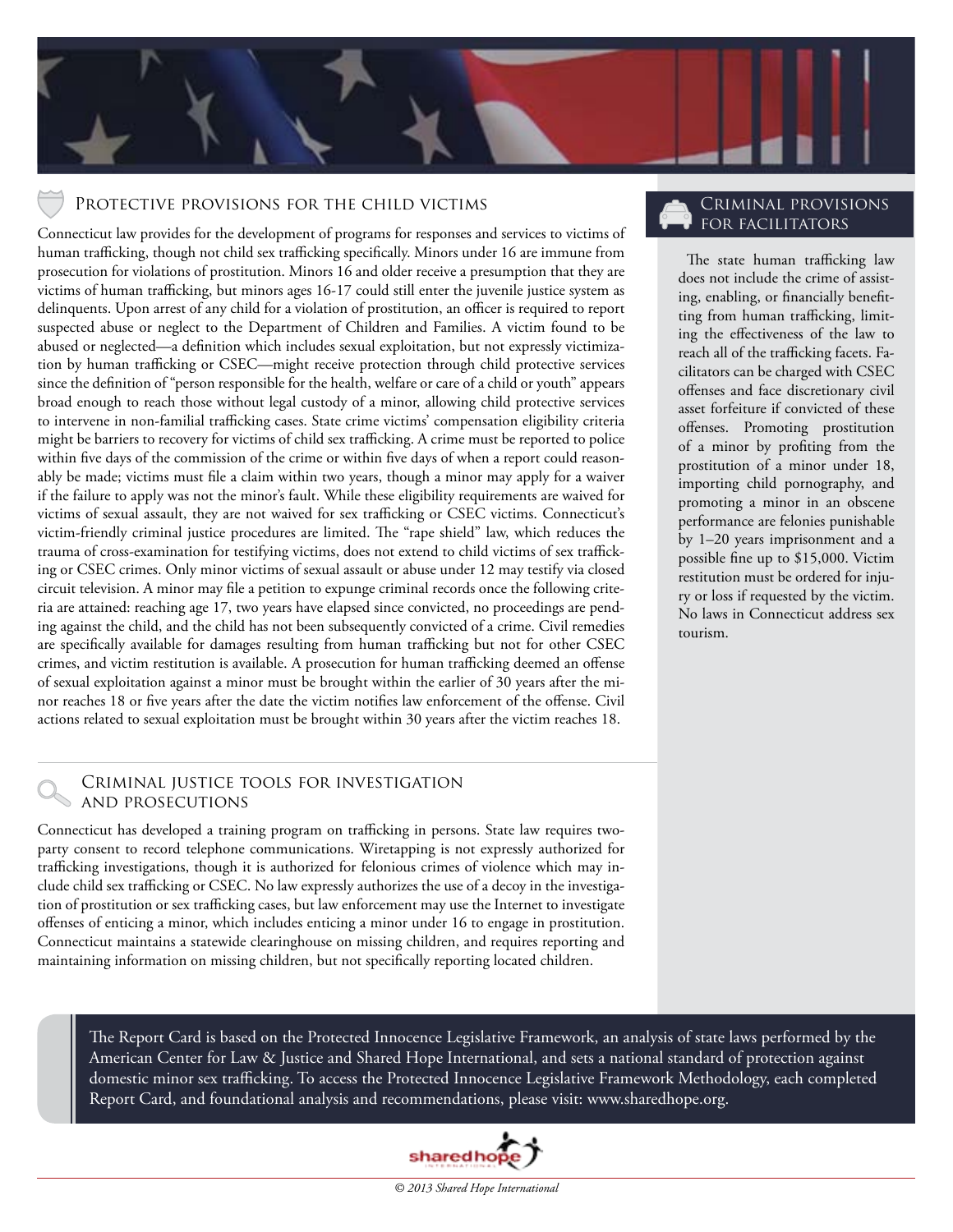## Protective provisions for the child victims

Connecticut law provides for the development of programs for responses and services to victims of human trafficking, though not child sex trafficking specifically. Minors under 16 are immune from prosecution for violations of prostitution. Minors 16 and older receive a presumption that they are victims of human trafficking, but minors ages 16-17 could still enter the juvenile justice system as delinquents. Upon arrest of any child for a violation of prostitution, an officer is required to report suspected abuse or neglect to the Department of Children and Families. A victim found to be abused or neglected—a definition which includes sexual exploitation, but not expressly victimization by human trafficking or CSEC—might receive protection through child protective services since the definition of "person responsible for the health, welfare or care of a child or youth" appears broad enough to reach those without legal custody of a minor, allowing child protective services to intervene in non-familial trafficking cases. State crime victims' compensation eligibility criteria might be barriers to recovery for victims of child sex trafficking. A crime must be reported to police within five days of the commission of the crime or within five days of when a report could reasonably be made; victims must file a claim within two years, though a minor may apply for a waiver if the failure to apply was not the minor's fault. While these eligibility requirements are waived for victims of sexual assault, they are not waived for sex trafficking or CSEC victims. Connecticut's victim-friendly criminal justice procedures are limited. The "rape shield" law, which reduces the trauma of cross-examination for testifying victims, does not extend to child victims of sex trafficking or CSEC crimes. Only minor victims of sexual assault or abuse under 12 may testify via closed circuit television. A minor may file a petition to expunge criminal records once the following criteria are attained: reaching age 17, two years have elapsed since convicted, no proceedings are pending against the child, and the child has not been subsequently convicted of a crime. Civil remedies are specifically available for damages resulting from human trafficking but not for other CSEC crimes, and victim restitution is available. A prosecution for human trafficking deemed an offense of sexual exploitation against a minor must be brought within the earlier of 30 years after the minor reaches 18 or five years after the date the victim notifies law enforcement of the offense. Civil actions related to sexual exploitation must be brought within 30 years after the victim reaches 18.

## Criminal justice tools for investigation and prosecutions

Connecticut has developed a training program on trafficking in persons. State law requires two-party consent to record telephone communications. Wiretapping is not expressly authorized for trafficking investigations, though it is authorized for felonious crimes of violence which may include child sex trafficking or CSEC. No law expressly authorizes the use of a decoy in the investigation of prostitution or sex trafficking cases, but law enforcement may use the Internet to investigate offenses of enticing a minor, which includes enticing a minor under 16 to engage in prostitution. Connecticut maintains a statewide clearinghouse on missing children, and requires reporting and maintaining information on missing children, but not specifically reporting located children.

## Criminal provisions for facilitators

The state human trafficking law does not include the crime of assisting, enabling, or financially benefitting from human trafficking, limiting the effectiveness of the law to reach all of the trafficking facets. Facilitators can be charged with CSEC offenses and face discretionary civil asset forfeiture if convicted of these offenses. Promoting prostitution of a minor by profiting from the prostitution of a minor under 18, importing child pornography, and promoting a minor in an obscene performance are felonies punishable by 1–20 years imprisonment and a possible fine up to $15,000. Victim restitution must be ordered for injury or loss if requested by the victim. No laws in Connecticut address sex tourism.

The Report Card is based on the Protected Innocence Legislative Framework, an analysis of state laws performed by the American Center for Law & Justice and Shared Hope International, and sets a national standard of protection against domestic minor sex trafficking. To access the Protected Innocence Legislative Framework Methodology, each completed Report Card, and foundational analysis and recommendations, please visit: www.sharedhope.org.

*© 2013 Shared Hope International*